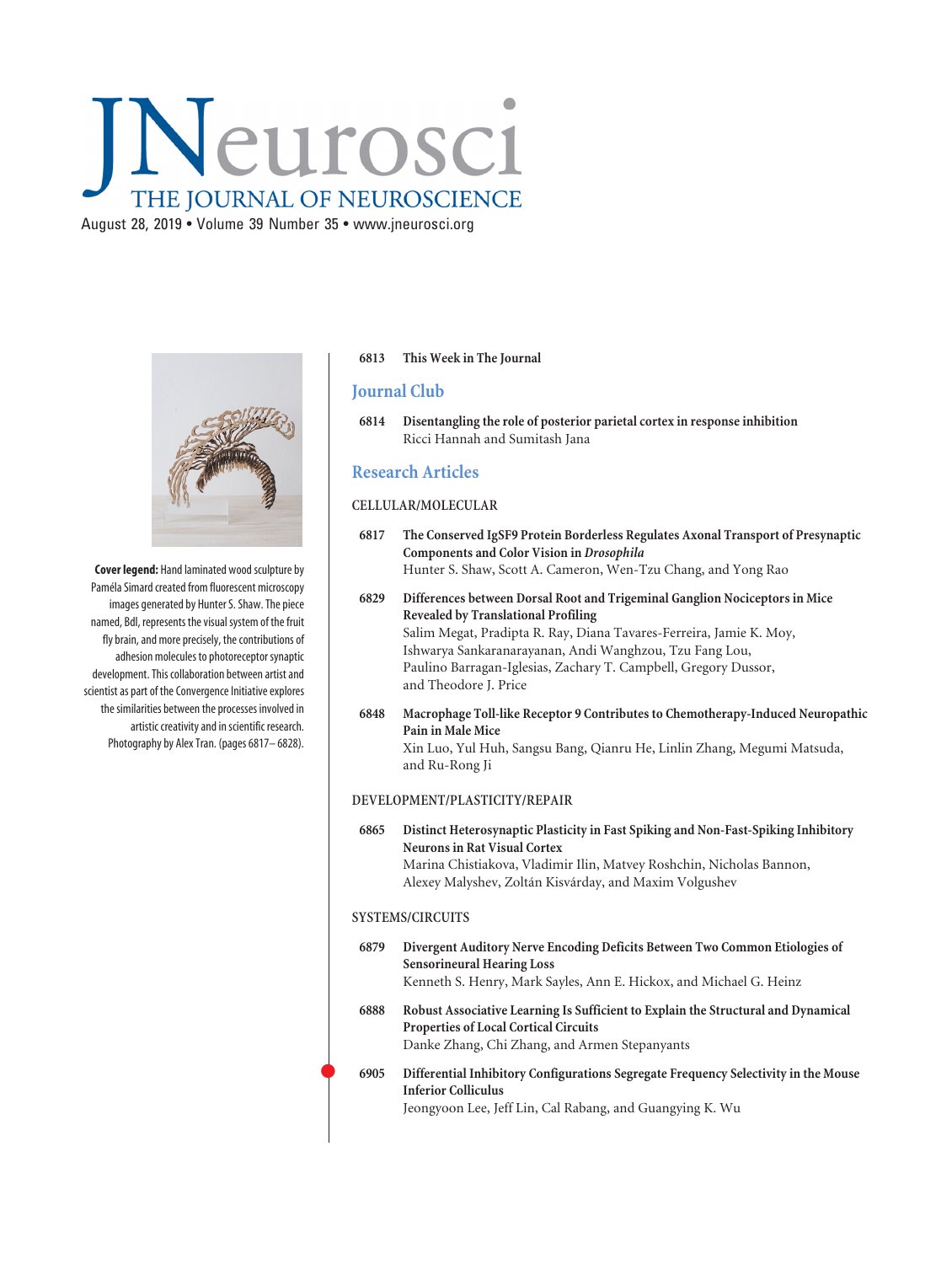# JNeurosci

## THE JOURNAL OF NEUROSCIENCE

August 28, 2019 • Volume 39 Number 35 • www.jneurosci.org

**Cover legend:** Hand laminated wood sculpture by Paméla Simard created from fluorescent microscopy images generated by Hunter S. Shaw. The piece named, Bdl, represents the visual system of the fruit fly brain, and more precisely, the contributions of adhesion molecules to photoreceptor synaptic development. This collaboration between artist and scientist as part of the Convergence Initiative explores the similarities between the processes involved in artistic creativity and in scientific research. Photography by Alex Tran. (pages 6817–6828).

**6813 This Week in The Journal**

## Journal Club

**6814 Disentangling the role of posterior parietal cortex in response inhibition**
Ricci Hannah and Sumitash Jana

## Research Articles

### CELLULAR/MOLECULAR

**6817 The Conserved IgSF9 Protein Borderless Regulates Axonal Transport of Presynaptic Components and Color Vision in *Drosophila***
Hunter S. Shaw, Scott A. Cameron, Wen-Tzu Chang, and Yong Rao

**6829 Differences between Dorsal Root and Trigeminal Ganglion Nociceptors in Mice Revealed by Translational Profiling**
Salim Megat, Pradipta R. Ray, Diana Tavares-Ferreira, Jamie K. Moy, Ishwarya Sankaranarayanan, Andi Wanghzou, Tzu Fang Lou, Paulino Barragan-Iglesias, Zachary T. Campbell, Gregory Dussor, and Theodore J. Price

**6848 Macrophage Toll-like Receptor 9 Contributes to Chemotherapy-Induced Neuropathic Pain in Male Mice**
Xin Luo, Yul Huh, Sangsu Bang, Qianru He, Linlin Zhang, Megumi Matsuda, and Ru-Rong Ji

### DEVELOPMENT/PLASTICITY/REPAIR

**6865 Distinct Heterosynaptic Plasticity in Fast Spiking and Non-Fast-Spiking Inhibitory Neurons in Rat Visual Cortex**
Marina Chistiakova, Vladimir Ilin, Matvey Roshchin, Nicholas Bannon, Alexey Malyshev, Zoltán Kisvárday, and Maxim Volgushev

### SYSTEMS/CIRCUITS

**6879 Divergent Auditory Nerve Encoding Deficits Between Two Common Etiologies of Sensorineural Hearing Loss**
Kenneth S. Henry, Mark Sayles, Ann E. Hickox, and Michael G. Heinz

**6888 Robust Associative Learning Is Sufficient to Explain the Structural and Dynamical Properties of Local Cortical Circuits**
Danke Zhang, Chi Zhang, and Armen Stepanyants

**6905 Differential Inhibitory Configurations Segregate Frequency Selectivity in the Mouse Inferior Colliculus**
Jeongyoon Lee, Jeff Lin, Cal Rabang, and Guangying K. Wu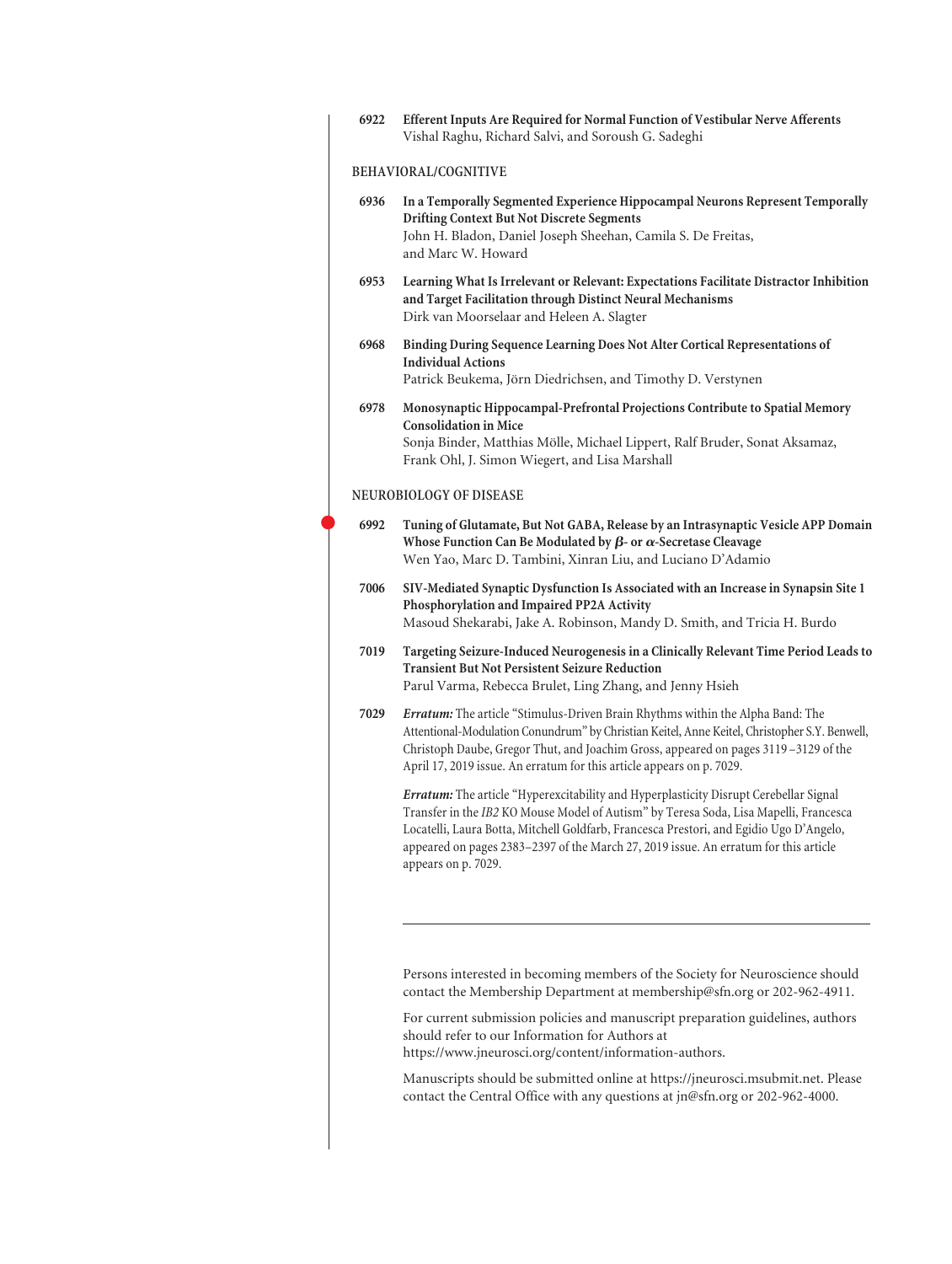**6922** **Efferent Inputs Are Required for Normal Function of Vestibular Nerve Afferents**
Vishal Raghu, Richard Salvi, and Soroush G. Sadeghi

## BEHAVIORAL/COGNITIVE

**6936** **In a Temporally Segmented Experience Hippocampal Neurons Represent Temporally Drifting Context But Not Discrete Segments**
John H. Bladon, Daniel Joseph Sheehan, Camila S. De Freitas, and Marc W. Howard

**6953** **Learning What Is Irrelevant or Relevant: Expectations Facilitate Distractor Inhibition and Target Facilitation through Distinct Neural Mechanisms**
Dirk van Moorselaar and Heleen A. Slagter

**6968** **Binding During Sequence Learning Does Not Alter Cortical Representations of Individual Actions**
Patrick Beukema, Jörn Diedrichsen, and Timothy D. Verstynen

**6978** **Monosynaptic Hippocampal-Prefrontal Projections Contribute to Spatial Memory Consolidation in Mice**
Sonja Binder, Matthias Mölle, Michael Lippert, Ralf Bruder, Sonat Aksamaz, Frank Ohl, J. Simon Wiegert, and Lisa Marshall

## NEUROBIOLOGY OF DISEASE

**6992** **Tuning of Glutamate, But Not GABA, Release by an Intrasynaptic Vesicle APP Domain Whose Function Can Be Modulated by $\beta$- or $\alpha$-Secretase Cleavage**
Wen Yao, Marc D. Tambini, Xinran Liu, and Luciano D'Adamio

**7006** **SIV-Mediated Synaptic Dysfunction Is Associated with an Increase in Synapsin Site 1 Phosphorylation and Impaired PP2A Activity**
Masoud Shekarabi, Jake A. Robinson, Mandy D. Smith, and Tricia H. Burdo

**7019** **Targeting Seizure-Induced Neurogenesis in a Clinically Relevant Time Period Leads to Transient But Not Persistent Seizure Reduction**
Parul Varma, Rebecca Brulet, Ling Zhang, and Jenny Hsieh

**7029** ***Erratum:*** The article "Stimulus-Driven Brain Rhythms within the Alpha Band: The Attentional-Modulation Conundrum" by Christian Keitel, Anne Keitel, Christopher S.Y. Benwell, Christoph Daube, Gregor Thut, and Joachim Gross, appeared on pages 3119–3129 of the April 17, 2019 issue. An erratum for this article appears on p. 7029.

***Erratum:*** The article "Hyperexcitability and Hyperplasticity Disrupt Cerebellar Signal Transfer in the *IB2* KO Mouse Model of Autism" by Teresa Soda, Lisa Mapelli, Francesca Locatelli, Laura Botta, Mitchell Goldfarb, Francesca Prestori, and Egidio Ugo D'Angelo, appeared on pages 2383–2397 of the March 27, 2019 issue. An erratum for this article appears on p. 7029.

---

Persons interested in becoming members of the Society for Neuroscience should contact the Membership Department at membership@sfn.org or 202-962-4911.

For current submission policies and manuscript preparation guidelines, authors should refer to our Information for Authors at https://www.jneurosci.org/content/information-authors.

Manuscripts should be submitted online at https://jneurosci.msubmit.net. Please contact the Central Office with any questions at jn@sfn.org or 202-962-4000.